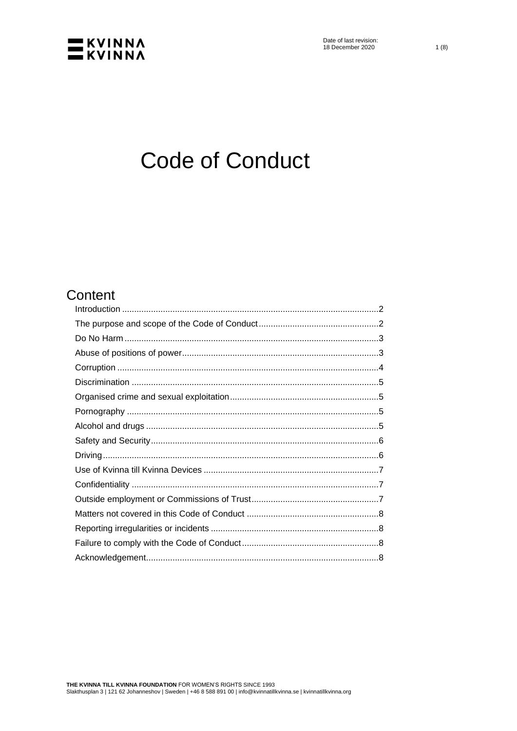Date of last revision:
18 December 2020

# Code of Conduct

## Content

- Introduction ... 2
- The purpose and scope of the Code of Conduct ... 2
- Do No Harm ... 3
- Abuse of positions of power ... 3
- Corruption ... 4
- Discrimination ... 5
- Organised crime and sexual exploitation ... 5
- Pornography ... 5
- Alcohol and drugs ... 5
- Safety and Security ... 6
- Driving ... 6
- Use of Kvinna till Kvinna Devices ... 7
- Confidentiality ... 7
- Outside employment or Commissions of Trust ... 7
- Matters not covered in this Code of Conduct ... 8
- Reporting irregularities or incidents ... 8
- Failure to comply with the Code of Conduct ... 8
- Acknowledgement ... 8

**THE KVINNA TILL KVINNA FOUNDATION** FOR WOMEN'S RIGHTS SINCE 1993
Slakthusplan 3 | 121 62 Johanneshov | Sweden | +46 8 588 891 00 | info@kvinnatillkvinna.se | kvinnatillkvinna.org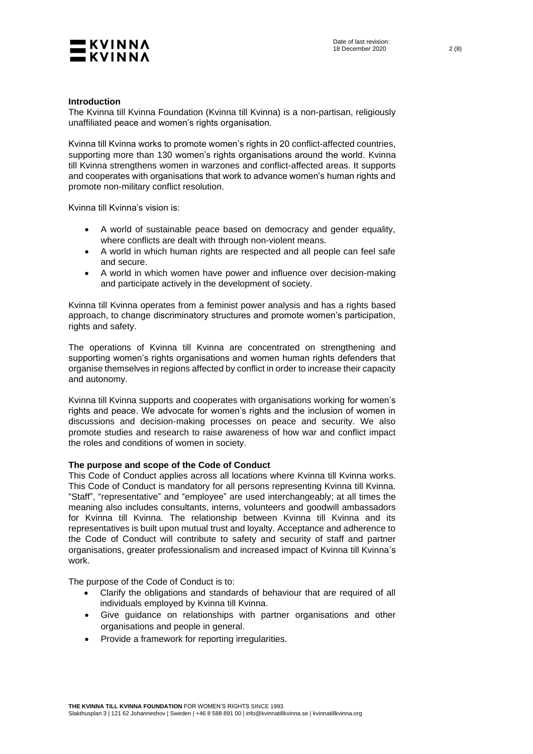## Introduction

The Kvinna till Kvinna Foundation (Kvinna till Kvinna) is a non-partisan, religiously unaffiliated peace and women's rights organisation.

Kvinna till Kvinna works to promote women's rights in 20 conflict-affected countries, supporting more than 130 women's rights organisations around the world. Kvinna till Kvinna strengthens women in warzones and conflict-affected areas. It supports and cooperates with organisations that work to advance women's human rights and promote non-military conflict resolution.

Kvinna till Kvinna's vision is:

- A world of sustainable peace based on democracy and gender equality, where conflicts are dealt with through non-violent means.
- A world in which human rights are respected and all people can feel safe and secure.
- A world in which women have power and influence over decision-making and participate actively in the development of society.

Kvinna till Kvinna operates from a feminist power analysis and has a rights based approach, to change discriminatory structures and promote women's participation, rights and safety.

The operations of Kvinna till Kvinna are concentrated on strengthening and supporting women's rights organisations and women human rights defenders that organise themselves in regions affected by conflict in order to increase their capacity and autonomy.

Kvinna till Kvinna supports and cooperates with organisations working for women's rights and peace. We advocate for women's rights and the inclusion of women in discussions and decision-making processes on peace and security. We also promote studies and research to raise awareness of how war and conflict impact the roles and conditions of women in society.

## The purpose and scope of the Code of Conduct

This Code of Conduct applies across all locations where Kvinna till Kvinna works. This Code of Conduct is mandatory for all persons representing Kvinna till Kvinna. "Staff", "representative" and "employee" are used interchangeably; at all times the meaning also includes consultants, interns, volunteers and goodwill ambassadors for Kvinna till Kvinna. The relationship between Kvinna till Kvinna and its representatives is built upon mutual trust and loyalty. Acceptance and adherence to the Code of Conduct will contribute to safety and security of staff and partner organisations, greater professionalism and increased impact of Kvinna till Kvinna's work.

The purpose of the Code of Conduct is to:

- Clarify the obligations and standards of behaviour that are required of all individuals employed by Kvinna till Kvinna.
- Give guidance on relationships with partner organisations and other organisations and people in general.
- Provide a framework for reporting irregularities.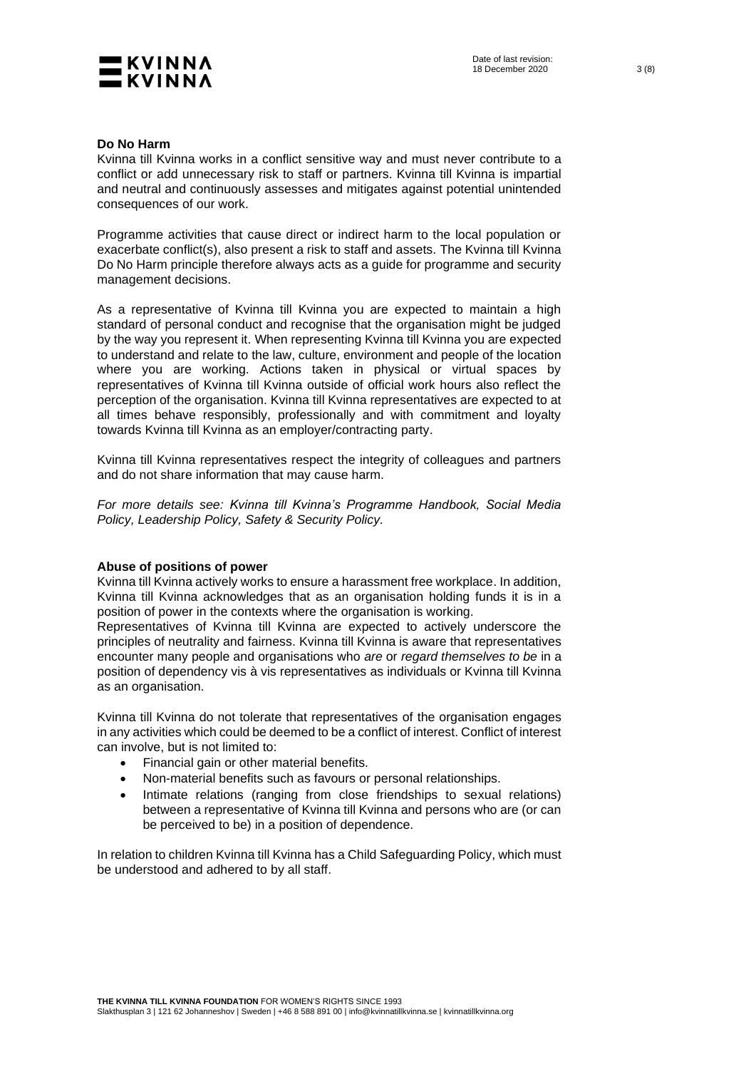**Do No Harm**

Kvinna till Kvinna works in a conflict sensitive way and must never contribute to a conflict or add unnecessary risk to staff or partners. Kvinna till Kvinna is impartial and neutral and continuously assesses and mitigates against potential unintended consequences of our work.

Programme activities that cause direct or indirect harm to the local population or exacerbate conflict(s), also present a risk to staff and assets. The Kvinna till Kvinna Do No Harm principle therefore always acts as a guide for programme and security management decisions.

As a representative of Kvinna till Kvinna you are expected to maintain a high standard of personal conduct and recognise that the organisation might be judged by the way you represent it. When representing Kvinna till Kvinna you are expected to understand and relate to the law, culture, environment and people of the location where you are working. Actions taken in physical or virtual spaces by representatives of Kvinna till Kvinna outside of official work hours also reflect the perception of the organisation. Kvinna till Kvinna representatives are expected to at all times behave responsibly, professionally and with commitment and loyalty towards Kvinna till Kvinna as an employer/contracting party.

Kvinna till Kvinna representatives respect the integrity of colleagues and partners and do not share information that may cause harm.

*For more details see: Kvinna till Kvinna's Programme Handbook, Social Media Policy, Leadership Policy, Safety & Security Policy.*

**Abuse of positions of power**

Kvinna till Kvinna actively works to ensure a harassment free workplace. In addition, Kvinna till Kvinna acknowledges that as an organisation holding funds it is in a position of power in the contexts where the organisation is working.

Representatives of Kvinna till Kvinna are expected to actively underscore the principles of neutrality and fairness. Kvinna till Kvinna is aware that representatives encounter many people and organisations who *are* or *regard themselves to be* in a position of dependency vis à vis representatives as individuals or Kvinna till Kvinna as an organisation.

Kvinna till Kvinna do not tolerate that representatives of the organisation engages in any activities which could be deemed to be a conflict of interest. Conflict of interest can involve, but is not limited to:

- Financial gain or other material benefits.
- Non-material benefits such as favours or personal relationships.
- Intimate relations (ranging from close friendships to sexual relations) between a representative of Kvinna till Kvinna and persons who are (or can be perceived to be) in a position of dependence.

In relation to children Kvinna till Kvinna has a Child Safeguarding Policy, which must be understood and adhered to by all staff.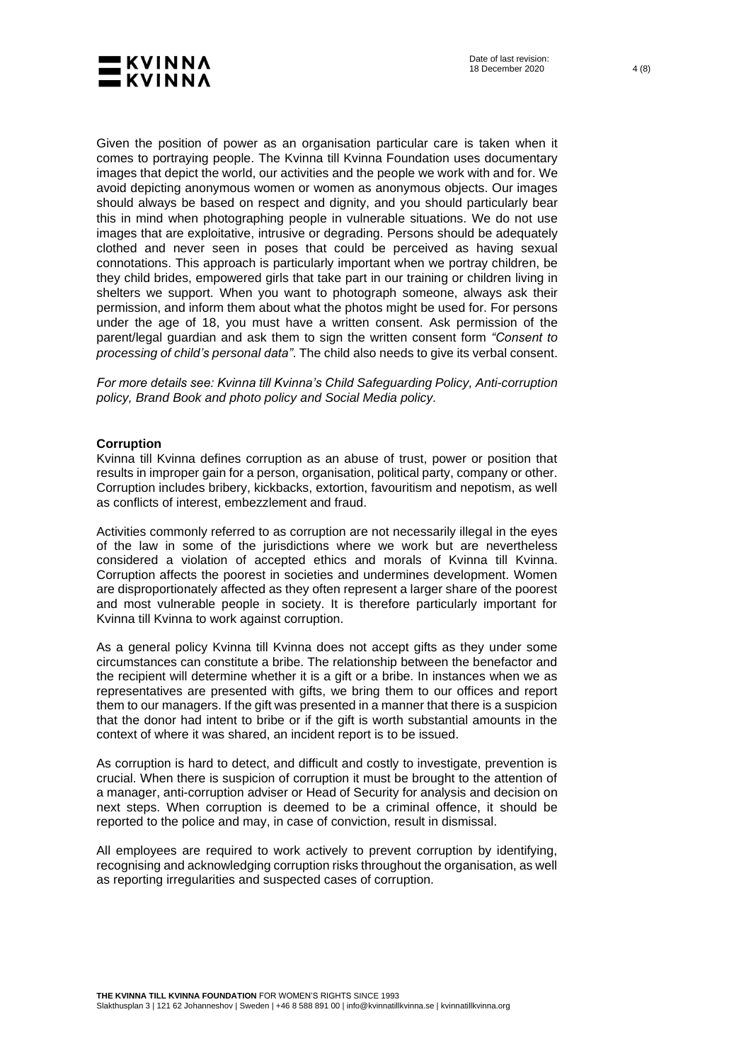Given the position of power as an organisation particular care is taken when it comes to portraying people. The Kvinna till Kvinna Foundation uses documentary images that depict the world, our activities and the people we work with and for. We avoid depicting anonymous women or women as anonymous objects. Our images should always be based on respect and dignity, and you should particularly bear this in mind when photographing people in vulnerable situations. We do not use images that are exploitative, intrusive or degrading. Persons should be adequately clothed and never seen in poses that could be perceived as having sexual connotations. This approach is particularly important when we portray children, be they child brides, empowered girls that take part in our training or children living in shelters we support. When you want to photograph someone, always ask their permission, and inform them about what the photos might be used for. For persons under the age of 18, you must have a written consent. Ask permission of the parent/legal guardian and ask them to sign the written consent form *"Consent to processing of child's personal data"*. The child also needs to give its verbal consent.

*For more details see: Kvinna till Kvinna's Child Safeguarding Policy, Anti-corruption policy, Brand Book and photo policy and Social Media policy.*

**Corruption**

Kvinna till Kvinna defines corruption as an abuse of trust, power or position that results in improper gain for a person, organisation, political party, company or other. Corruption includes bribery, kickbacks, extortion, favouritism and nepotism, as well as conflicts of interest, embezzlement and fraud.

Activities commonly referred to as corruption are not necessarily illegal in the eyes of the law in some of the jurisdictions where we work but are nevertheless considered a violation of accepted ethics and morals of Kvinna till Kvinna. Corruption affects the poorest in societies and undermines development. Women are disproportionately affected as they often represent a larger share of the poorest and most vulnerable people in society. It is therefore particularly important for Kvinna till Kvinna to work against corruption.

As a general policy Kvinna till Kvinna does not accept gifts as they under some circumstances can constitute a bribe. The relationship between the benefactor and the recipient will determine whether it is a gift or a bribe. In instances when we as representatives are presented with gifts, we bring them to our offices and report them to our managers. If the gift was presented in a manner that there is a suspicion that the donor had intent to bribe or if the gift is worth substantial amounts in the context of where it was shared, an incident report is to be issued.

As corruption is hard to detect, and difficult and costly to investigate, prevention is crucial. When there is suspicion of corruption it must be brought to the attention of a manager, anti-corruption adviser or Head of Security for analysis and decision on next steps. When corruption is deemed to be a criminal offence, it should be reported to the police and may, in case of conviction, result in dismissal.

All employees are required to work actively to prevent corruption by identifying, recognising and acknowledging corruption risks throughout the organisation, as well as reporting irregularities and suspected cases of corruption.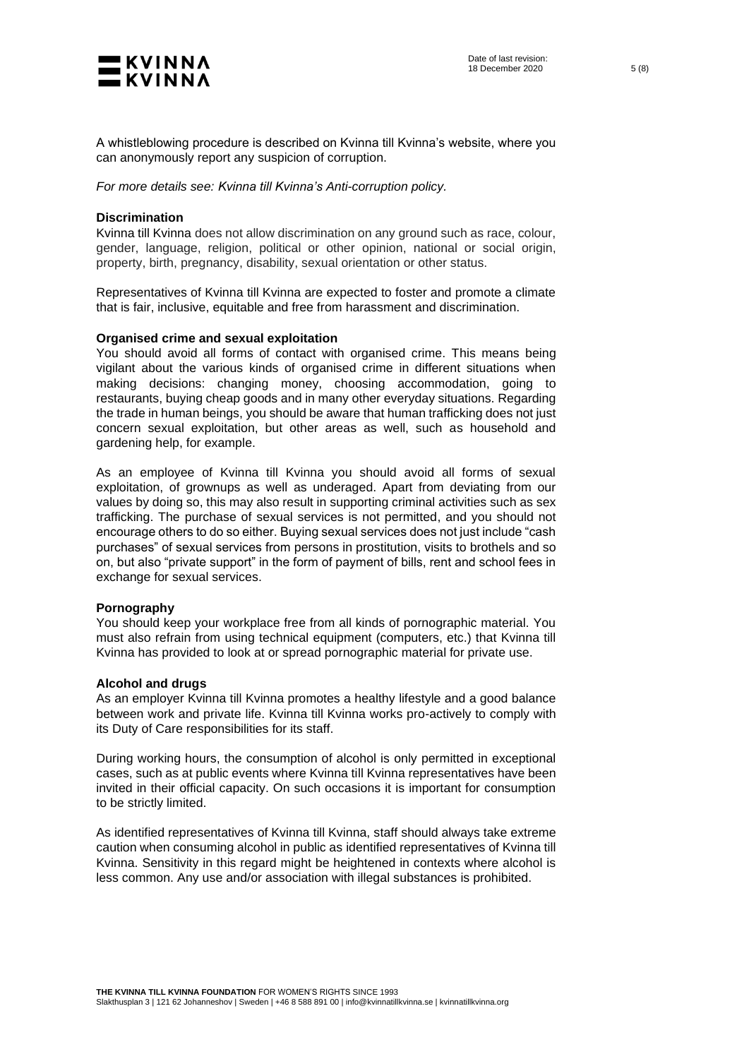A whistleblowing procedure is described on Kvinna till Kvinna's website, where you can anonymously report any suspicion of corruption.

*For more details see: Kvinna till Kvinna's Anti-corruption policy.*

**Discrimination**

Kvinna till Kvinna does not allow discrimination on any ground such as race, colour, gender, language, religion, political or other opinion, national or social origin, property, birth, pregnancy, disability, sexual orientation or other status.

Representatives of Kvinna till Kvinna are expected to foster and promote a climate that is fair, inclusive, equitable and free from harassment and discrimination.

**Organised crime and sexual exploitation**

You should avoid all forms of contact with organised crime. This means being vigilant about the various kinds of organised crime in different situations when making decisions: changing money, choosing accommodation, going to restaurants, buying cheap goods and in many other everyday situations. Regarding the trade in human beings, you should be aware that human trafficking does not just concern sexual exploitation, but other areas as well, such as household and gardening help, for example.

As an employee of Kvinna till Kvinna you should avoid all forms of sexual exploitation, of grownups as well as underaged. Apart from deviating from our values by doing so, this may also result in supporting criminal activities such as sex trafficking. The purchase of sexual services is not permitted, and you should not encourage others to do so either. Buying sexual services does not just include "cash purchases" of sexual services from persons in prostitution, visits to brothels and so on, but also "private support" in the form of payment of bills, rent and school fees in exchange for sexual services.

**Pornography**

You should keep your workplace free from all kinds of pornographic material. You must also refrain from using technical equipment (computers, etc.) that Kvinna till Kvinna has provided to look at or spread pornographic material for private use.

**Alcohol and drugs**

As an employer Kvinna till Kvinna promotes a healthy lifestyle and a good balance between work and private life. Kvinna till Kvinna works pro-actively to comply with its Duty of Care responsibilities for its staff.

During working hours, the consumption of alcohol is only permitted in exceptional cases, such as at public events where Kvinna till Kvinna representatives have been invited in their official capacity. On such occasions it is important for consumption to be strictly limited.

As identified representatives of Kvinna till Kvinna, staff should always take extreme caution when consuming alcohol in public as identified representatives of Kvinna till Kvinna. Sensitivity in this regard might be heightened in contexts where alcohol is less common. Any use and/or association with illegal substances is prohibited.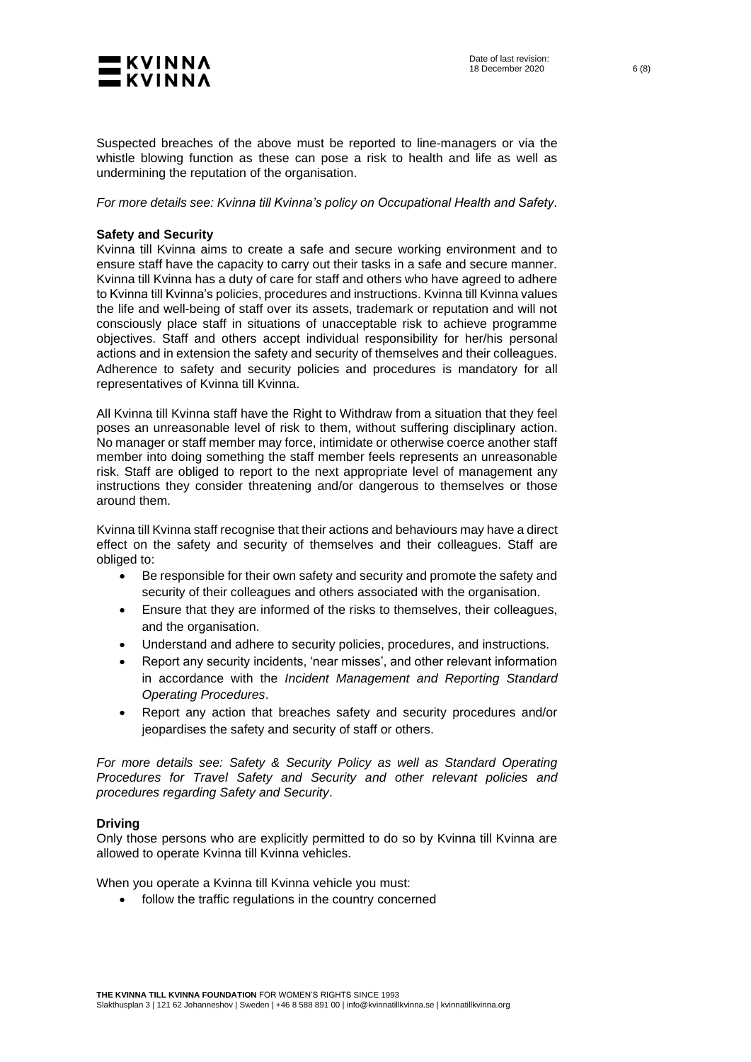Suspected breaches of the above must be reported to line-managers or via the whistle blowing function as these can pose a risk to health and life as well as undermining the reputation of the organisation.

*For more details see: Kvinna till Kvinna's policy on Occupational Health and Safety*.

**Safety and Security**

Kvinna till Kvinna aims to create a safe and secure working environment and to ensure staff have the capacity to carry out their tasks in a safe and secure manner. Kvinna till Kvinna has a duty of care for staff and others who have agreed to adhere to Kvinna till Kvinna's policies, procedures and instructions. Kvinna till Kvinna values the life and well-being of staff over its assets, trademark or reputation and will not consciously place staff in situations of unacceptable risk to achieve programme objectives. Staff and others accept individual responsibility for her/his personal actions and in extension the safety and security of themselves and their colleagues. Adherence to safety and security policies and procedures is mandatory for all representatives of Kvinna till Kvinna.

All Kvinna till Kvinna staff have the Right to Withdraw from a situation that they feel poses an unreasonable level of risk to them, without suffering disciplinary action. No manager or staff member may force, intimidate or otherwise coerce another staff member into doing something the staff member feels represents an unreasonable risk. Staff are obliged to report to the next appropriate level of management any instructions they consider threatening and/or dangerous to themselves or those around them.

Kvinna till Kvinna staff recognise that their actions and behaviours may have a direct effect on the safety and security of themselves and their colleagues. Staff are obliged to:

- Be responsible for their own safety and security and promote the safety and security of their colleagues and others associated with the organisation.
- Ensure that they are informed of the risks to themselves, their colleagues, and the organisation.
- Understand and adhere to security policies, procedures, and instructions.
- Report any security incidents, 'near misses', and other relevant information in accordance with the *Incident Management and Reporting Standard Operating Procedures*.
- Report any action that breaches safety and security procedures and/or jeopardises the safety and security of staff or others.

*For more details see: Safety & Security Policy as well as Standard Operating Procedures for Travel Safety and Security and other relevant policies and procedures regarding Safety and Security*.

**Driving**

Only those persons who are explicitly permitted to do so by Kvinna till Kvinna are allowed to operate Kvinna till Kvinna vehicles.

When you operate a Kvinna till Kvinna vehicle you must:

- follow the traffic regulations in the country concerned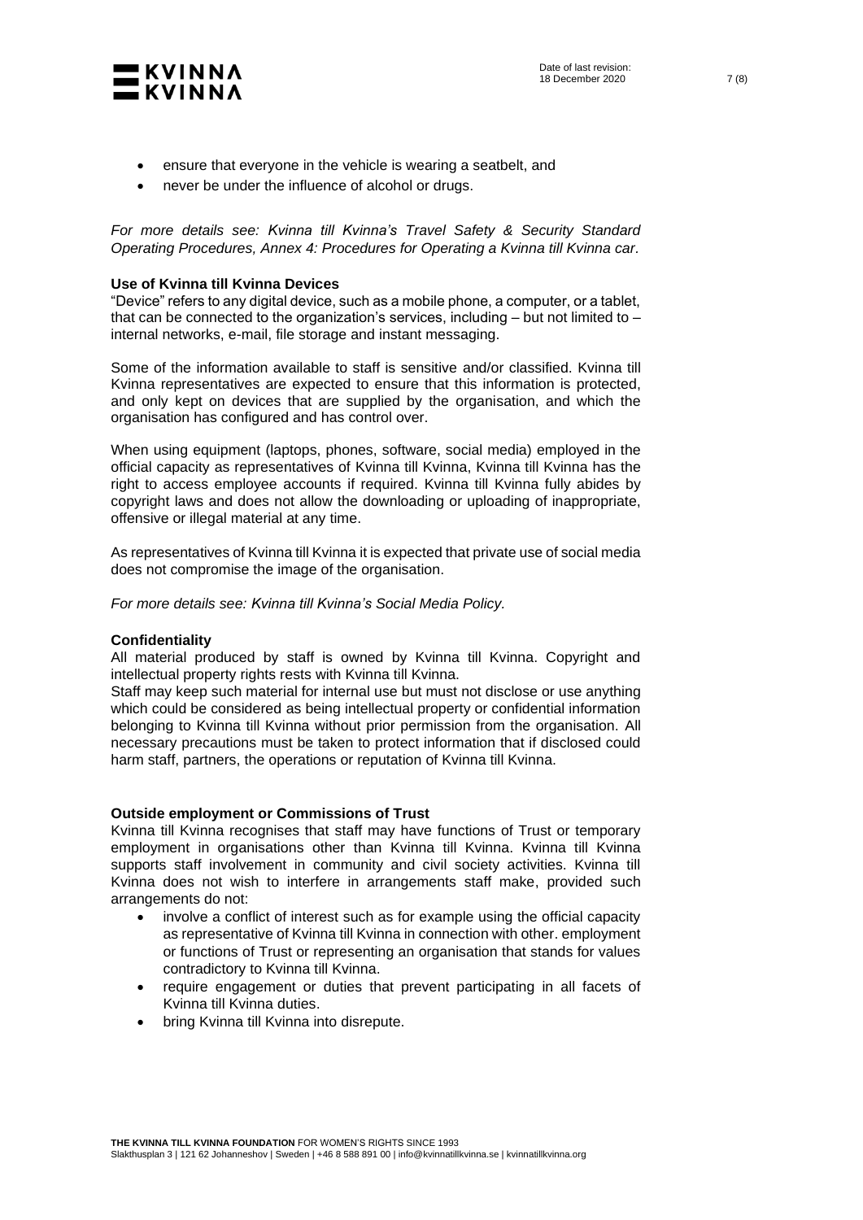- ensure that everyone in the vehicle is wearing a seatbelt, and
- never be under the influence of alcohol or drugs.

*For more details see: Kvinna till Kvinna's Travel Safety & Security Standard Operating Procedures, Annex 4: Procedures for Operating a Kvinna till Kvinna car.*

**Use of Kvinna till Kvinna Devices**

"Device" refers to any digital device, such as a mobile phone, a computer, or a tablet, that can be connected to the organization's services, including – but not limited to – internal networks, e-mail, file storage and instant messaging.

Some of the information available to staff is sensitive and/or classified. Kvinna till Kvinna representatives are expected to ensure that this information is protected, and only kept on devices that are supplied by the organisation, and which the organisation has configured and has control over.

When using equipment (laptops, phones, software, social media) employed in the official capacity as representatives of Kvinna till Kvinna, Kvinna till Kvinna has the right to access employee accounts if required. Kvinna till Kvinna fully abides by copyright laws and does not allow the downloading or uploading of inappropriate, offensive or illegal material at any time.

As representatives of Kvinna till Kvinna it is expected that private use of social media does not compromise the image of the organisation.

*For more details see: Kvinna till Kvinna's Social Media Policy.*

**Confidentiality**

All material produced by staff is owned by Kvinna till Kvinna. Copyright and intellectual property rights rests with Kvinna till Kvinna.
Staff may keep such material for internal use but must not disclose or use anything which could be considered as being intellectual property or confidential information belonging to Kvinna till Kvinna without prior permission from the organisation. All necessary precautions must be taken to protect information that if disclosed could harm staff, partners, the operations or reputation of Kvinna till Kvinna.

**Outside employment or Commissions of Trust**

Kvinna till Kvinna recognises that staff may have functions of Trust or temporary employment in organisations other than Kvinna till Kvinna. Kvinna till Kvinna supports staff involvement in community and civil society activities. Kvinna till Kvinna does not wish to interfere in arrangements staff make, provided such arrangements do not:

- involve a conflict of interest such as for example using the official capacity as representative of Kvinna till Kvinna in connection with other. employment or functions of Trust or representing an organisation that stands for values contradictory to Kvinna till Kvinna.
- require engagement or duties that prevent participating in all facets of Kvinna till Kvinna duties.
- bring Kvinna till Kvinna into disrepute.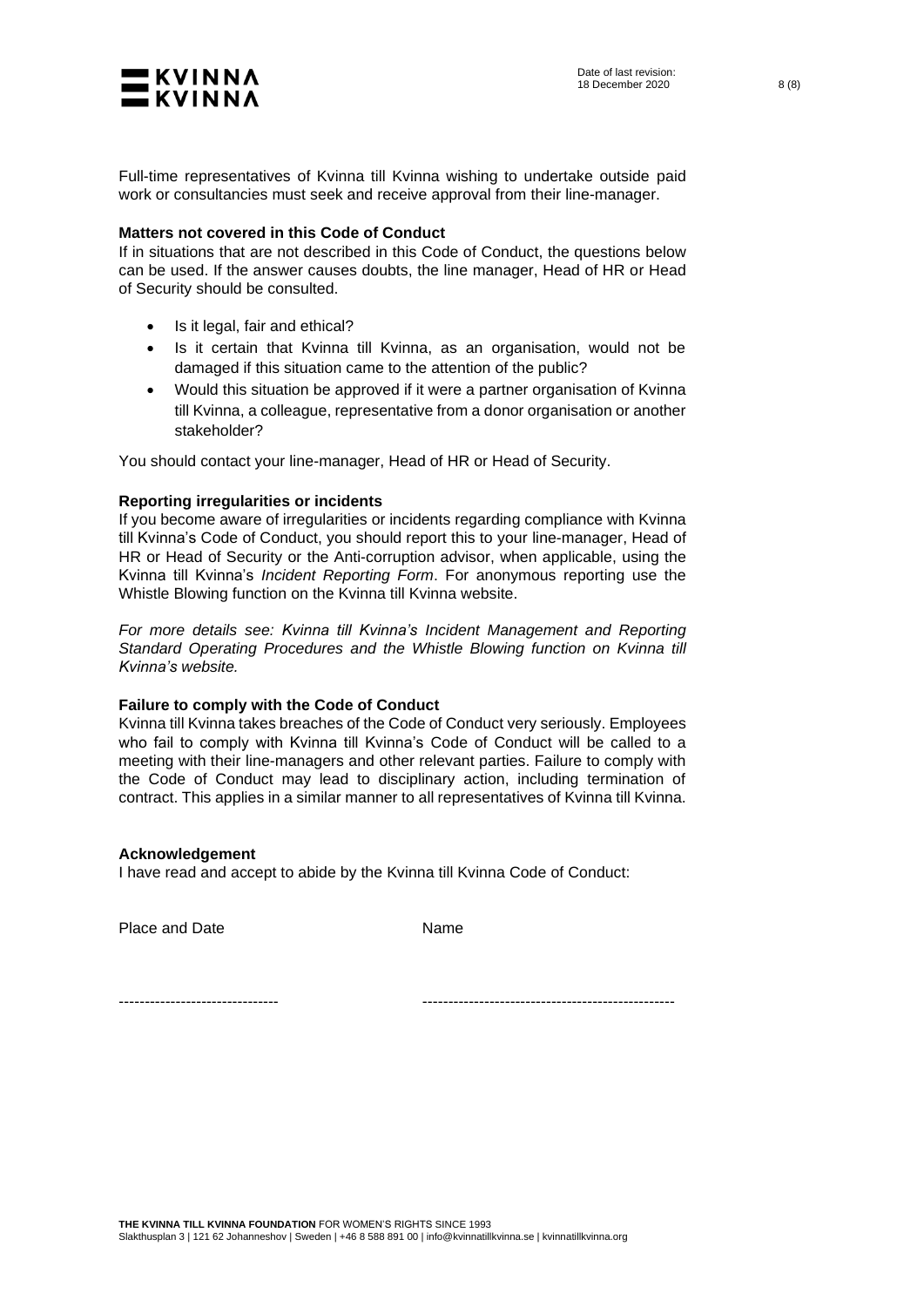Full-time representatives of Kvinna till Kvinna wishing to undertake outside paid work or consultancies must seek and receive approval from their line-manager.

**Matters not covered in this Code of Conduct**

If in situations that are not described in this Code of Conduct, the questions below can be used. If the answer causes doubts, the line manager, Head of HR or Head of Security should be consulted.

- Is it legal, fair and ethical?
- Is it certain that Kvinna till Kvinna, as an organisation, would not be damaged if this situation came to the attention of the public?
- Would this situation be approved if it were a partner organisation of Kvinna till Kvinna, a colleague, representative from a donor organisation or another stakeholder?

You should contact your line-manager, Head of HR or Head of Security.

**Reporting irregularities or incidents**

If you become aware of irregularities or incidents regarding compliance with Kvinna till Kvinna's Code of Conduct, you should report this to your line-manager, Head of HR or Head of Security or the Anti-corruption advisor, when applicable, using the Kvinna till Kvinna's *Incident Reporting Form*. For anonymous reporting use the Whistle Blowing function on the Kvinna till Kvinna website.

*For more details see: Kvinna till Kvinna's Incident Management and Reporting Standard Operating Procedures and the Whistle Blowing function on Kvinna till Kvinna's website.*

**Failure to comply with the Code of Conduct**

Kvinna till Kvinna takes breaches of the Code of Conduct very seriously. Employees who fail to comply with Kvinna till Kvinna's Code of Conduct will be called to a meeting with their line-managers and other relevant parties. Failure to comply with the Code of Conduct may lead to disciplinary action, including termination of contract. This applies in a similar manner to all representatives of Kvinna till Kvinna.

**Acknowledgement**

I have read and accept to abide by the Kvinna till Kvinna Code of Conduct:

| Place and Date | Name |
|---|---|
| ------------------------------- | ------------------------------------------------- |